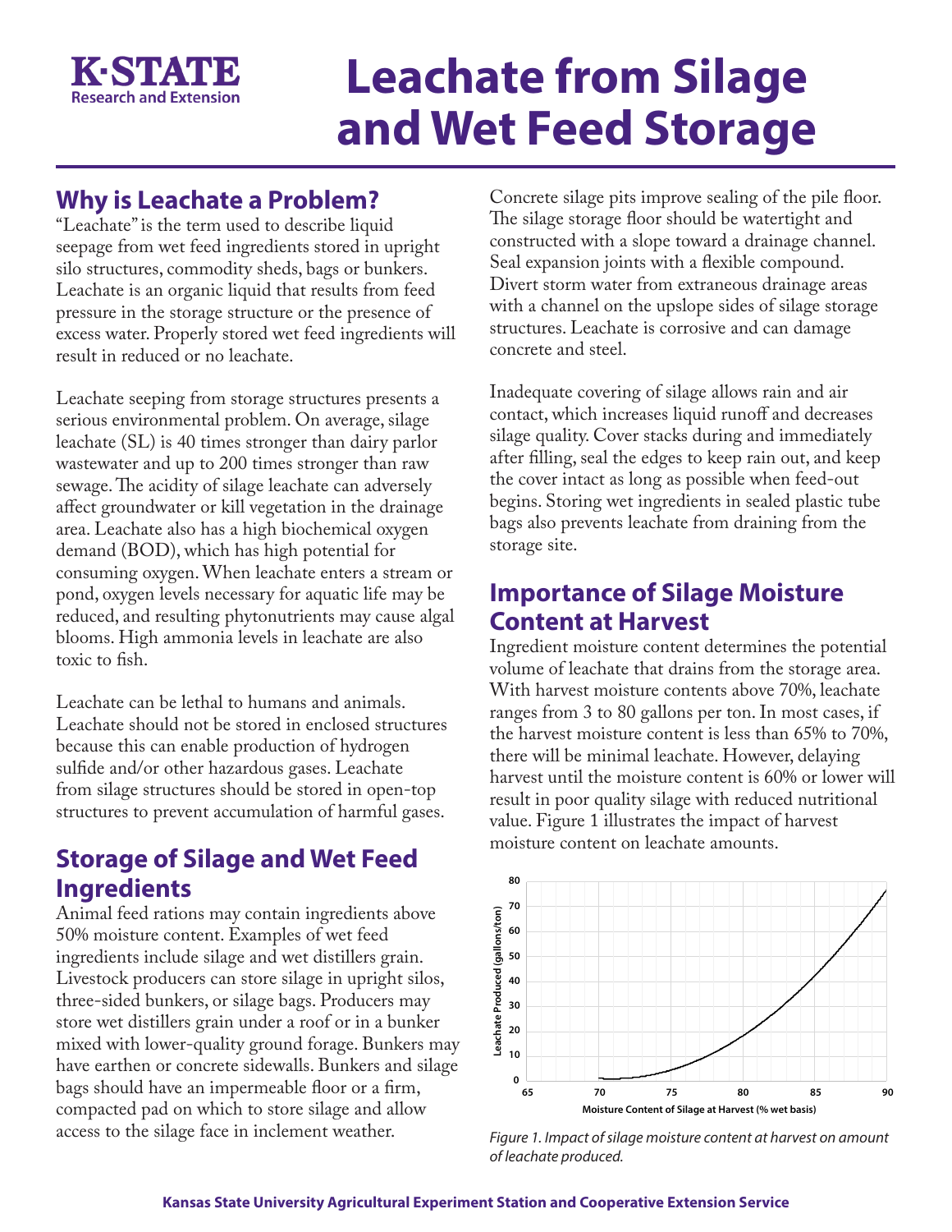K·STATE Research and Extension

# Leachate from Silage and Wet Feed Storage

## Why is Leachate a Problem?

"Leachate" is the term used to describe liquid seepage from wet feed ingredients stored in upright silo structures, commodity sheds, bags or bunkers. Leachate is an organic liquid that results from feed pressure in the storage structure or the presence of excess water. Properly stored wet feed ingredients will result in reduced or no leachate.

Leachate seeping from storage structures presents a serious environmental problem. On average, silage leachate (SL) is 40 times stronger than dairy parlor wastewater and up to 200 times stronger than raw sewage. The acidity of silage leachate can adversely affect groundwater or kill vegetation in the drainage area. Leachate also has a high biochemical oxygen demand (BOD), which has high potential for consuming oxygen. When leachate enters a stream or pond, oxygen levels necessary for aquatic life may be reduced, and resulting phytonutrients may cause algal blooms. High ammonia levels in leachate are also toxic to fish.

Leachate can be lethal to humans and animals. Leachate should not be stored in enclosed structures because this can enable production of hydrogen sulfide and/or other hazardous gases. Leachate from silage structures should be stored in open-top structures to prevent accumulation of harmful gases.

## Storage of Silage and Wet Feed Ingredients

Animal feed rations may contain ingredients above 50% moisture content. Examples of wet feed ingredients include silage and wet distillers grain. Livestock producers can store silage in upright silos, three-sided bunkers, or silage bags. Producers may store wet distillers grain under a roof or in a bunker mixed with lower-quality ground forage. Bunkers may have earthen or concrete sidewalls. Bunkers and silage bags should have an impermeable floor or a firm, compacted pad on which to store silage and allow access to the silage face in inclement weather.

Concrete silage pits improve sealing of the pile floor. The silage storage floor should be watertight and constructed with a slope toward a drainage channel. Seal expansion joints with a flexible compound. Divert storm water from extraneous drainage areas with a channel on the upslope sides of silage storage structures. Leachate is corrosive and can damage concrete and steel.

Inadequate covering of silage allows rain and air contact, which increases liquid runoff and decreases silage quality. Cover stacks during and immediately after filling, seal the edges to keep rain out, and keep the cover intact as long as possible when feed-out begins. Storing wet ingredients in sealed plastic tube bags also prevents leachate from draining from the storage site.

## Importance of Silage Moisture Content at Harvest

Ingredient moisture content determines the potential volume of leachate that drains from the storage area. With harvest moisture contents above 70%, leachate ranges from 3 to 80 gallons per ton. In most cases, if the harvest moisture content is less than 65% to 70%, there will be minimal leachate. However, delaying harvest until the moisture content is 60% or lower will result in poor quality silage with reduced nutritional value. Figure 1 illustrates the impact of harvest moisture content on leachate amounts.

*Figure 1. Impact of silage moisture content at harvest on amount of leachate produced.*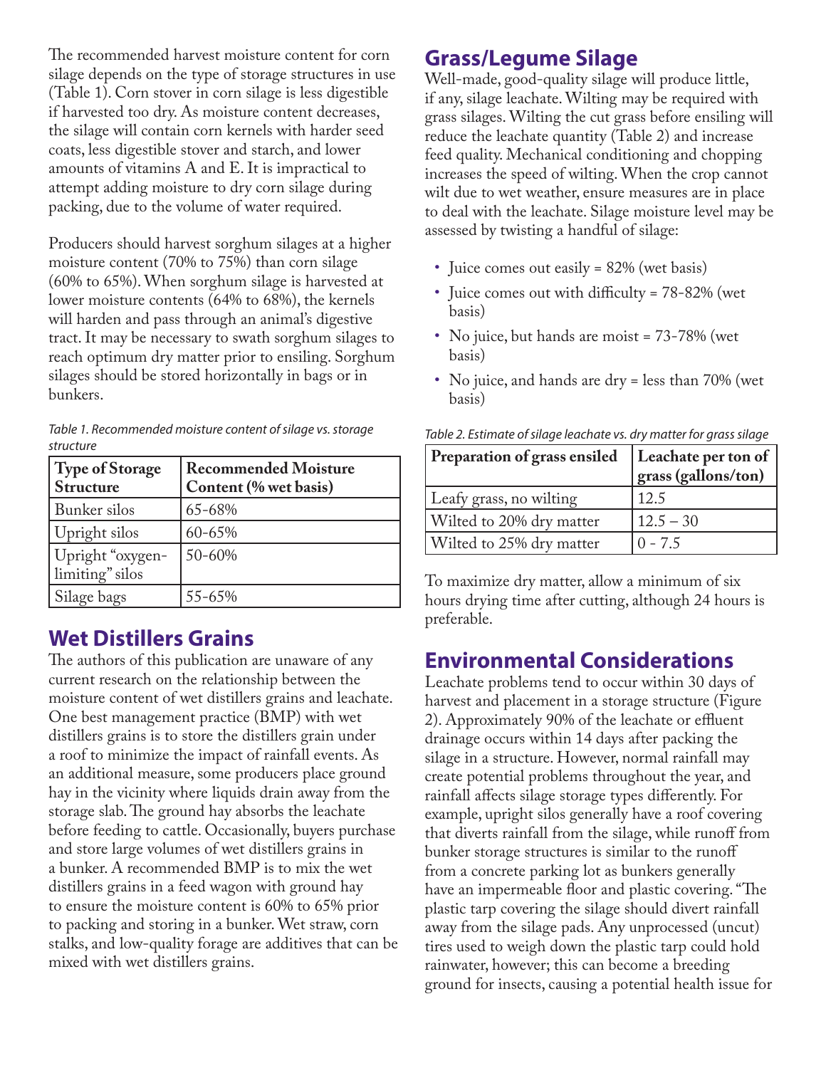The recommended harvest moisture content for corn silage depends on the type of storage structures in use (Table 1). Corn stover in corn silage is less digestible if harvested too dry. As moisture content decreases, the silage will contain corn kernels with harder seed coats, less digestible stover and starch, and lower amounts of vitamins A and E. It is impractical to attempt adding moisture to dry corn silage during packing, due to the volume of water required.

Producers should harvest sorghum silages at a higher moisture content (70% to 75%) than corn silage (60% to 65%). When sorghum silage is harvested at lower moisture contents (64% to 68%), the kernels will harden and pass through an animal's digestive tract. It may be necessary to swath sorghum silages to reach optimum dry matter prior to ensiling. Sorghum silages should be stored horizontally in bags or in bunkers.

*Table 1. Recommended moisture content of silage vs. storage structure*

| Type of Storage Structure | Recommended Moisture Content (% wet basis) |
|---|---|
| Bunker silos | 65-68% |
| Upright silos | 60-65% |
| Upright "oxygen-limiting" silos | 50-60% |
| Silage bags | 55-65% |

## Wet Distillers Grains

The authors of this publication are unaware of any current research on the relationship between the moisture content of wet distillers grains and leachate. One best management practice (BMP) with wet distillers grains is to store the distillers grain under a roof to minimize the impact of rainfall events. As an additional measure, some producers place ground hay in the vicinity where liquids drain away from the storage slab. The ground hay absorbs the leachate before feeding to cattle. Occasionally, buyers purchase and store large volumes of wet distillers grains in a bunker. A recommended BMP is to mix the wet distillers grains in a feed wagon with ground hay to ensure the moisture content is 60% to 65% prior to packing and storing in a bunker. Wet straw, corn stalks, and low-quality forage are additives that can be mixed with wet distillers grains.

## Grass/Legume Silage

Well-made, good-quality silage will produce little, if any, silage leachate. Wilting may be required with grass silages. Wilting the cut grass before ensiling will reduce the leachate quantity (Table 2) and increase feed quality. Mechanical conditioning and chopping increases the speed of wilting. When the crop cannot wilt due to wet weather, ensure measures are in place to deal with the leachate. Silage moisture level may be assessed by twisting a handful of silage:

- Juice comes out easily = 82% (wet basis)
- Juice comes out with difficulty = 78-82% (wet basis)
- No juice, but hands are moist = 73-78% (wet basis)
- No juice, and hands are dry = less than 70% (wet basis)

*Table 2. Estimate of silage leachate vs. dry matter for grass silage*

| Preparation of grass ensiled | Leachate per ton of grass (gallons/ton) |
|---|---|
| Leafy grass, no wilting | 12.5 |
| Wilted to 20% dry matter | 12.5 – 30 |
| Wilted to 25% dry matter | 0 - 7.5 |

To maximize dry matter, allow a minimum of six hours drying time after cutting, although 24 hours is preferable.

## Environmental Considerations

Leachate problems tend to occur within 30 days of harvest and placement in a storage structure (Figure 2). Approximately 90% of the leachate or effluent drainage occurs within 14 days after packing the silage in a structure. However, normal rainfall may create potential problems throughout the year, and rainfall affects silage storage types differently. For example, upright silos generally have a roof covering that diverts rainfall from the silage, while runoff from bunker storage structures is similar to the runoff from a concrete parking lot as bunkers generally have an impermeable floor and plastic covering. "The plastic tarp covering the silage should divert rainfall away from the silage pads. Any unprocessed (uncut) tires used to weigh down the plastic tarp could hold rainwater, however; this can become a breeding ground for insects, causing a potential health issue for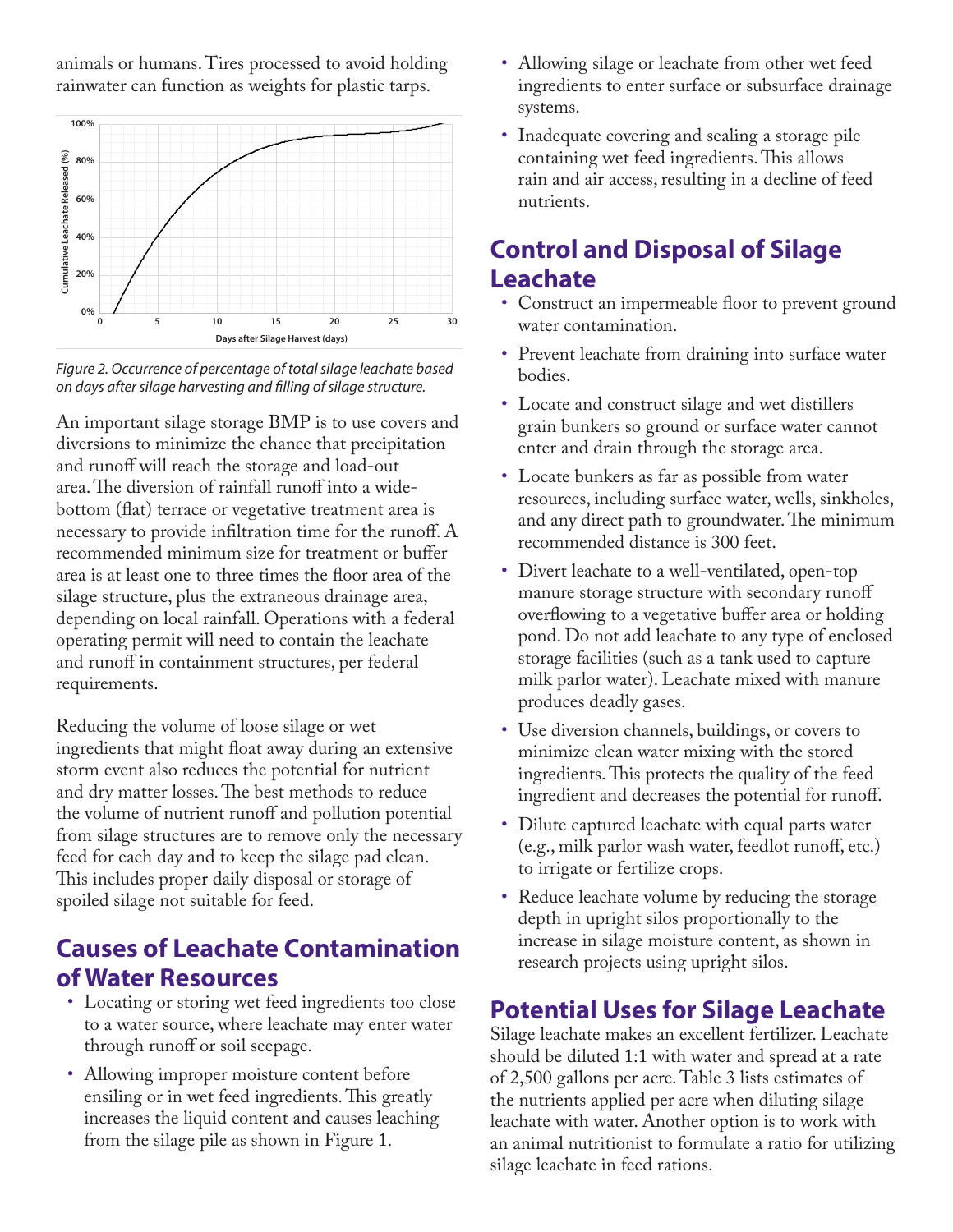animals or humans. Tires processed to avoid holding rainwater can function as weights for plastic tarps.

*Figure 2. Occurrence of percentage of total silage leachate based on days after silage harvesting and filling of silage structure.*

An important silage storage BMP is to use covers and diversions to minimize the chance that precipitation and runoff will reach the storage and load-out area. The diversion of rainfall runoff into a wide-bottom (flat) terrace or vegetative treatment area is necessary to provide infiltration time for the runoff. A recommended minimum size for treatment or buffer area is at least one to three times the floor area of the silage structure, plus the extraneous drainage area, depending on local rainfall. Operations with a federal operating permit will need to contain the leachate and runoff in containment structures, per federal requirements.

Reducing the volume of loose silage or wet ingredients that might float away during an extensive storm event also reduces the potential for nutrient and dry matter losses. The best methods to reduce the volume of nutrient runoff and pollution potential from silage structures are to remove only the necessary feed for each day and to keep the silage pad clean. This includes proper daily disposal or storage of spoiled silage not suitable for feed.

## Causes of Leachate Contamination of Water Resources

- Locating or storing wet feed ingredients too close to a water source, where leachate may enter water through runoff or soil seepage.
- Allowing improper moisture content before ensiling or in wet feed ingredients. This greatly increases the liquid content and causes leaching from the silage pile as shown in Figure 1.
- Allowing silage or leachate from other wet feed ingredients to enter surface or subsurface drainage systems.
- Inadequate covering and sealing a storage pile containing wet feed ingredients. This allows rain and air access, resulting in a decline of feed nutrients.

## Control and Disposal of Silage Leachate

- Construct an impermeable floor to prevent ground water contamination.
- Prevent leachate from draining into surface water bodies.
- Locate and construct silage and wet distillers grain bunkers so ground or surface water cannot enter and drain through the storage area.
- Locate bunkers as far as possible from water resources, including surface water, wells, sinkholes, and any direct path to groundwater. The minimum recommended distance is 300 feet.
- Divert leachate to a well-ventilated, open-top manure storage structure with secondary runoff overflowing to a vegetative buffer area or holding pond. Do not add leachate to any type of enclosed storage facilities (such as a tank used to capture milk parlor water). Leachate mixed with manure produces deadly gases.
- Use diversion channels, buildings, or covers to minimize clean water mixing with the stored ingredients. This protects the quality of the feed ingredient and decreases the potential for runoff.
- Dilute captured leachate with equal parts water (e.g., milk parlor wash water, feedlot runoff, etc.) to irrigate or fertilize crops.
- Reduce leachate volume by reducing the storage depth in upright silos proportionally to the increase in silage moisture content, as shown in research projects using upright silos.

## Potential Uses for Silage Leachate

Silage leachate makes an excellent fertilizer. Leachate should be diluted 1:1 with water and spread at a rate of 2,500 gallons per acre. Table 3 lists estimates of the nutrients applied per acre when diluting silage leachate with water. Another option is to work with an animal nutritionist to formulate a ratio for utilizing silage leachate in feed rations.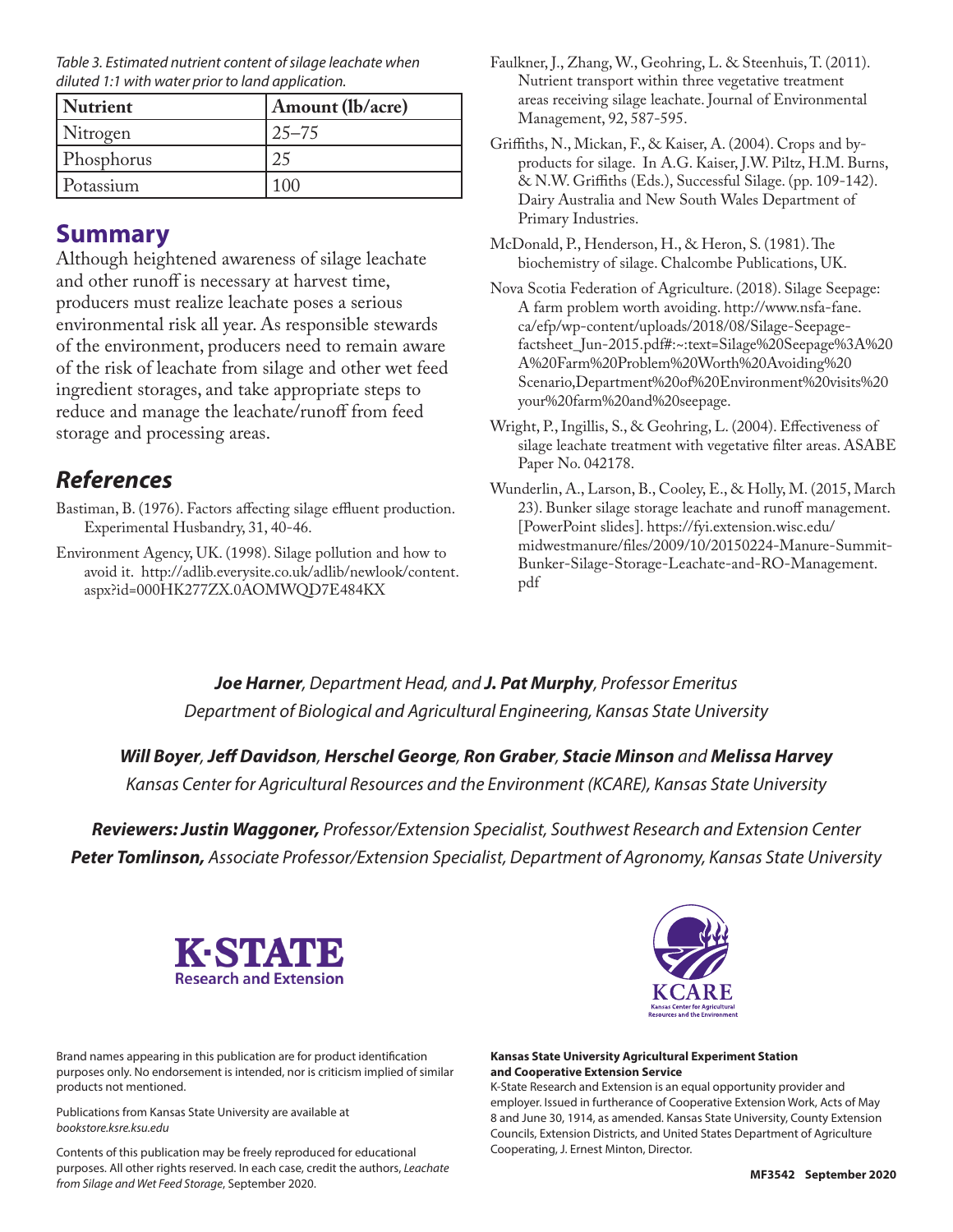*Table 3. Estimated nutrient content of silage leachate when diluted 1:1 with water prior to land application.*

| Nutrient | Amount (lb/acre) |
|---|---|
| Nitrogen | 25–75 |
| Phosphorus | 25 |
| Potassium | 100 |

## Summary

Although heightened awareness of silage leachate and other runoff is necessary at harvest time, producers must realize leachate poses a serious environmental risk all year. As responsible stewards of the environment, producers need to remain aware of the risk of leachate from silage and other wet feed ingredient storages, and take appropriate steps to reduce and manage the leachate/runoff from feed storage and processing areas.

## *References*

Bastiman, B. (1976). Factors affecting silage effluent production. Experimental Husbandry, 31, 40-46.

Environment Agency, UK. (1998). Silage pollution and how to avoid it. http://adlib.everysite.co.uk/adlib/newlook/content.aspx?id=000HK277ZX.0AOMWQD7E484KX

Faulkner, J., Zhang, W., Geohring, L. & Steenhuis, T. (2011). Nutrient transport within three vegetative treatment areas receiving silage leachate. Journal of Environmental Management, 92, 587-595.

Griffiths, N., Mickan, F., & Kaiser, A. (2004). Crops and by-products for silage. In A.G. Kaiser, J.W. Piltz, H.M. Burns, & N.W. Griffiths (Eds.), Successful Silage. (pp. 109-142). Dairy Australia and New South Wales Department of Primary Industries.

McDonald, P., Henderson, H., & Heron, S. (1981). The biochemistry of silage. Chalcombe Publications, UK.

Nova Scotia Federation of Agriculture. (2018). Silage Seepage: A farm problem worth avoiding. http://www.nsfa-fane.ca/efp/wp-content/uploads/2018/08/Silage-Seepage-factsheet_Jun-2015.pdf#:~:text=Silage%20Seepage%3A%20A%20Farm%20Problem%20Worth%20Avoiding%20Scenario,Department%20of%20Environment%20visits%20your%20farm%20and%20seepage.

Wright, P., Ingillis, S., & Geohring, L. (2004). Effectiveness of silage leachate treatment with vegetative filter areas. ASABE Paper No. 042178.

Wunderlin, A., Larson, B., Cooley, E., & Holly, M. (2015, March 23). Bunker silage storage leachate and runoff management. [PowerPoint slides]. https://fyi.extension.wisc.edu/midwestmanure/files/2009/10/20150224-Manure-Summit-Bunker-Silage-Storage-Leachate-and-RO-Management.pdf

***Joe Harner**, Department Head, and **J. Pat Murphy**, Professor Emeritus*
*Department of Biological and Agricultural Engineering, Kansas State University*

***Will Boyer**, **Jeff Davidson**, **Herschel George**, **Ron Graber**, **Stacie Minson** and **Melissa Harvey***
*Kansas Center for Agricultural Resources and the Environment (KCARE), Kansas State University*

***Reviewers: Justin Waggoner,** Professor/Extension Specialist, Southwest Research and Extension Center*
***Peter Tomlinson,** Associate Professor/Extension Specialist, Department of Agronomy, Kansas State University*

K-STATE Research and Extension

KCARE Kansas Center for Agricultural Resources and the Environment

Brand names appearing in this publication are for product identification purposes only. No endorsement is intended, nor is criticism implied of similar products not mentioned.

Publications from Kansas State University are available at *bookstore.ksre.ksu.edu*

Contents of this publication may be freely reproduced for educational purposes. All other rights reserved. In each case, credit the authors, *Leachate from Silage and Wet Feed Storage*, September 2020.

**Kansas State University Agricultural Experiment Station and Cooperative Extension Service**

K-State Research and Extension is an equal opportunity provider and employer. Issued in furtherance of Cooperative Extension Work, Acts of May 8 and June 30, 1914, as amended. Kansas State University, County Extension Councils, Extension Districts, and United States Department of Agriculture Cooperating, J. Ernest Minton, Director.

**MF3542 September 2020**